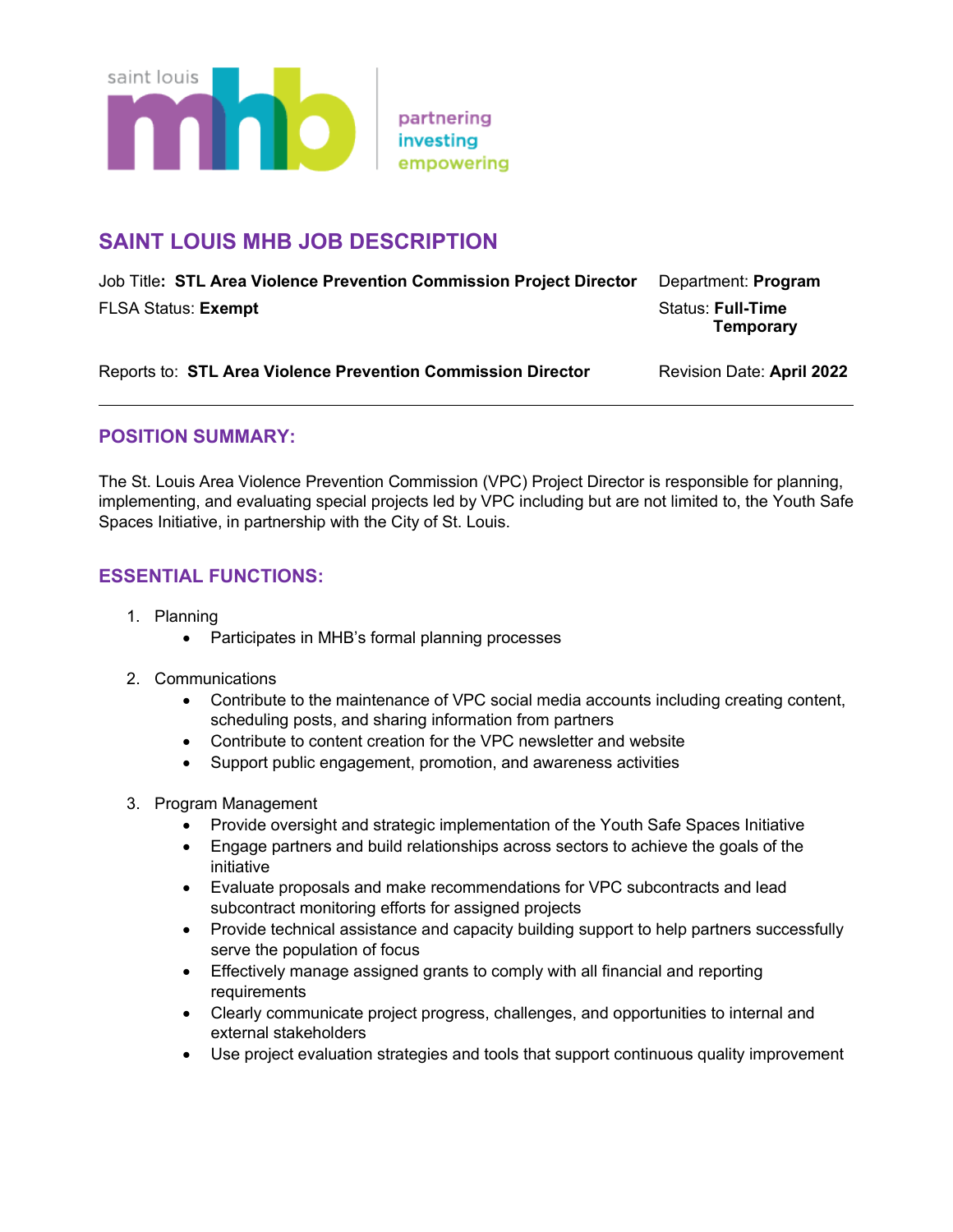saint louis mhb

partnering
investing
empowering

# SAINT LOUIS MHB JOB DESCRIPTION

Job Title**: STL Area Violence Prevention Commission Project Director**

Department: **Program**

FLSA Status: **Exempt**

Status: **Full-Time Temporary**

Reports to: **STL Area Violence Prevention Commission Director**

Revision Date: **April 2022**

---

## POSITION SUMMARY:

The St. Louis Area Violence Prevention Commission (VPC) Project Director is responsible for planning, implementing, and evaluating special projects led by VPC including but are not limited to, the Youth Safe Spaces Initiative, in partnership with the City of St. Louis.

## ESSENTIAL FUNCTIONS:

1. Planning
   - Participates in MHB's formal planning processes

2. Communications
   - Contribute to the maintenance of VPC social media accounts including creating content, scheduling posts, and sharing information from partners
   - Contribute to content creation for the VPC newsletter and website
   - Support public engagement, promotion, and awareness activities

3. Program Management
   - Provide oversight and strategic implementation of the Youth Safe Spaces Initiative
   - Engage partners and build relationships across sectors to achieve the goals of the initiative
   - Evaluate proposals and make recommendations for VPC subcontracts and lead subcontract monitoring efforts for assigned projects
   - Provide technical assistance and capacity building support to help partners successfully serve the population of focus
   - Effectively manage assigned grants to comply with all financial and reporting requirements
   - Clearly communicate project progress, challenges, and opportunities to internal and external stakeholders
   - Use project evaluation strategies and tools that support continuous quality improvement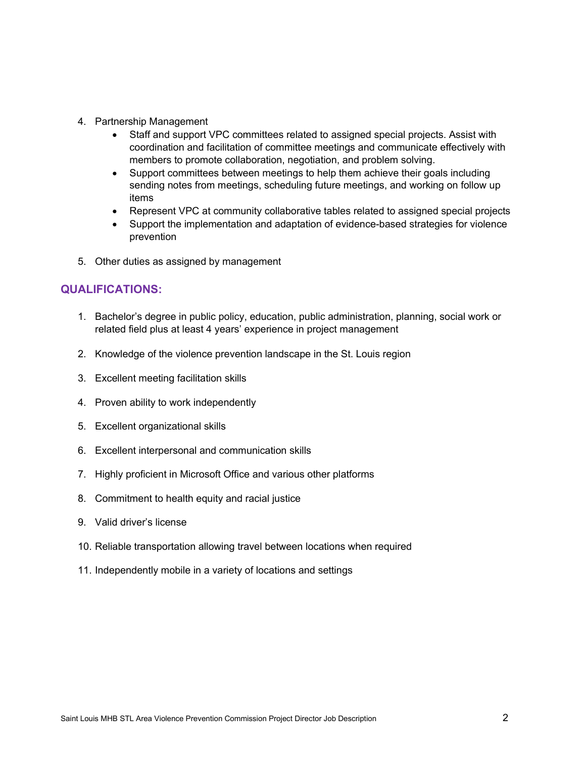4. Partnership Management
    - Staff and support VPC committees related to assigned special projects. Assist with coordination and facilitation of committee meetings and communicate effectively with members to promote collaboration, negotiation, and problem solving.
    - Support committees between meetings to help them achieve their goals including sending notes from meetings, scheduling future meetings, and working on follow up items
    - Represent VPC at community collaborative tables related to assigned special projects
    - Support the implementation and adaptation of evidence-based strategies for violence prevention

5. Other duties as assigned by management

## QUALIFICATIONS:

1. Bachelor's degree in public policy, education, public administration, planning, social work or related field plus at least 4 years' experience in project management

2. Knowledge of the violence prevention landscape in the St. Louis region

3. Excellent meeting facilitation skills

4. Proven ability to work independently

5. Excellent organizational skills

6. Excellent interpersonal and communication skills

7. Highly proficient in Microsoft Office and various other platforms

8. Commitment to health equity and racial justice

9. Valid driver's license

10. Reliable transportation allowing travel between locations when required

11. Independently mobile in a variety of locations and settings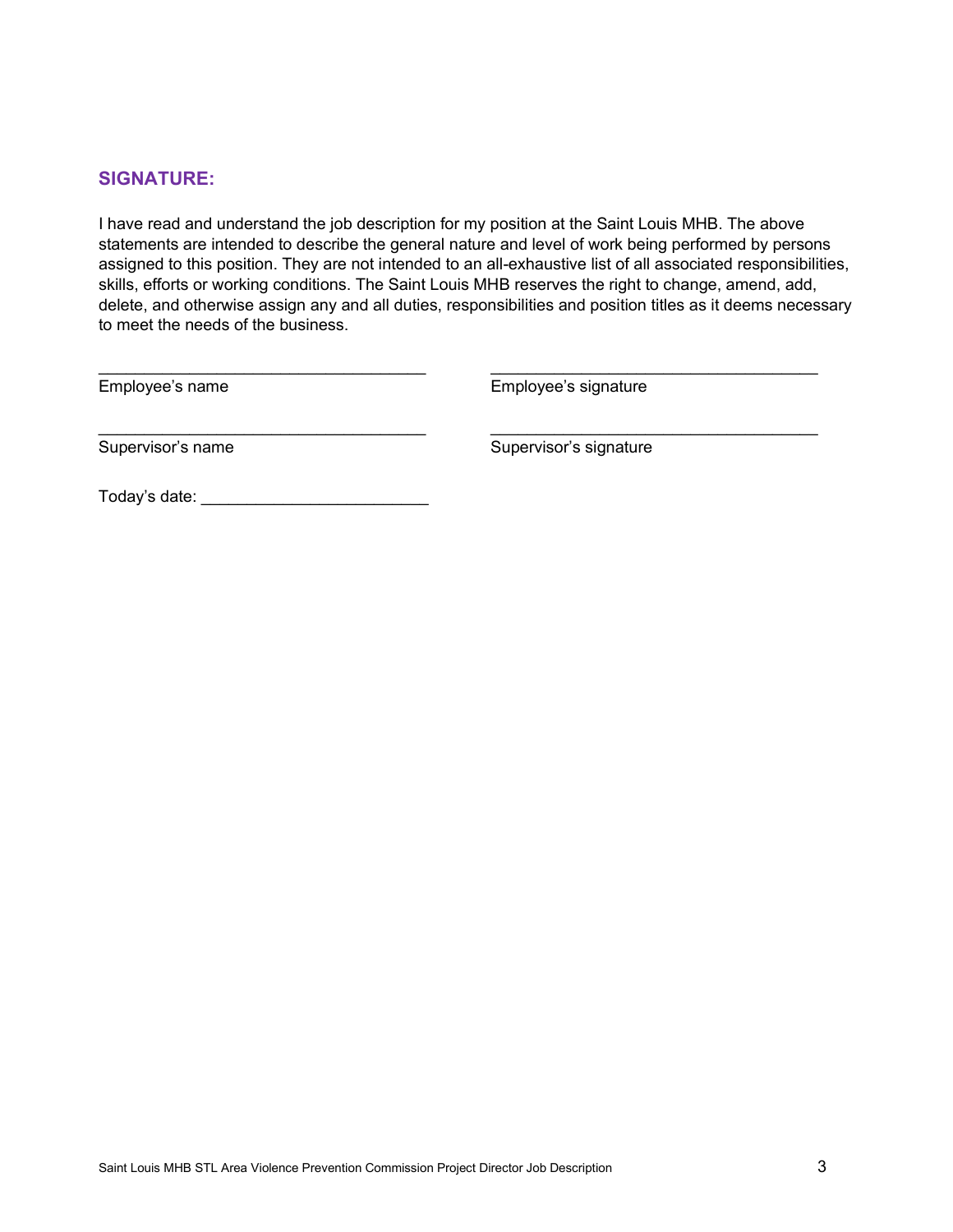## SIGNATURE:

I have read and understand the job description for my position at the Saint Louis MHB. The above statements are intended to describe the general nature and level of work being performed by persons assigned to this position. They are not intended to an all-exhaustive list of all associated responsibilities, skills, efforts or working conditions. The Saint Louis MHB reserves the right to change, amend, add, delete, and otherwise assign any and all duties, responsibilities and position titles as it deems necessary to meet the needs of the business.

| | |
|---|---|
| ___________________________________ | ___________________________________ |
| Employee's name | Employee's signature |
| ___________________________________ | ___________________________________ |
| Supervisor's name | Supervisor's signature |

Today's date: ________________________